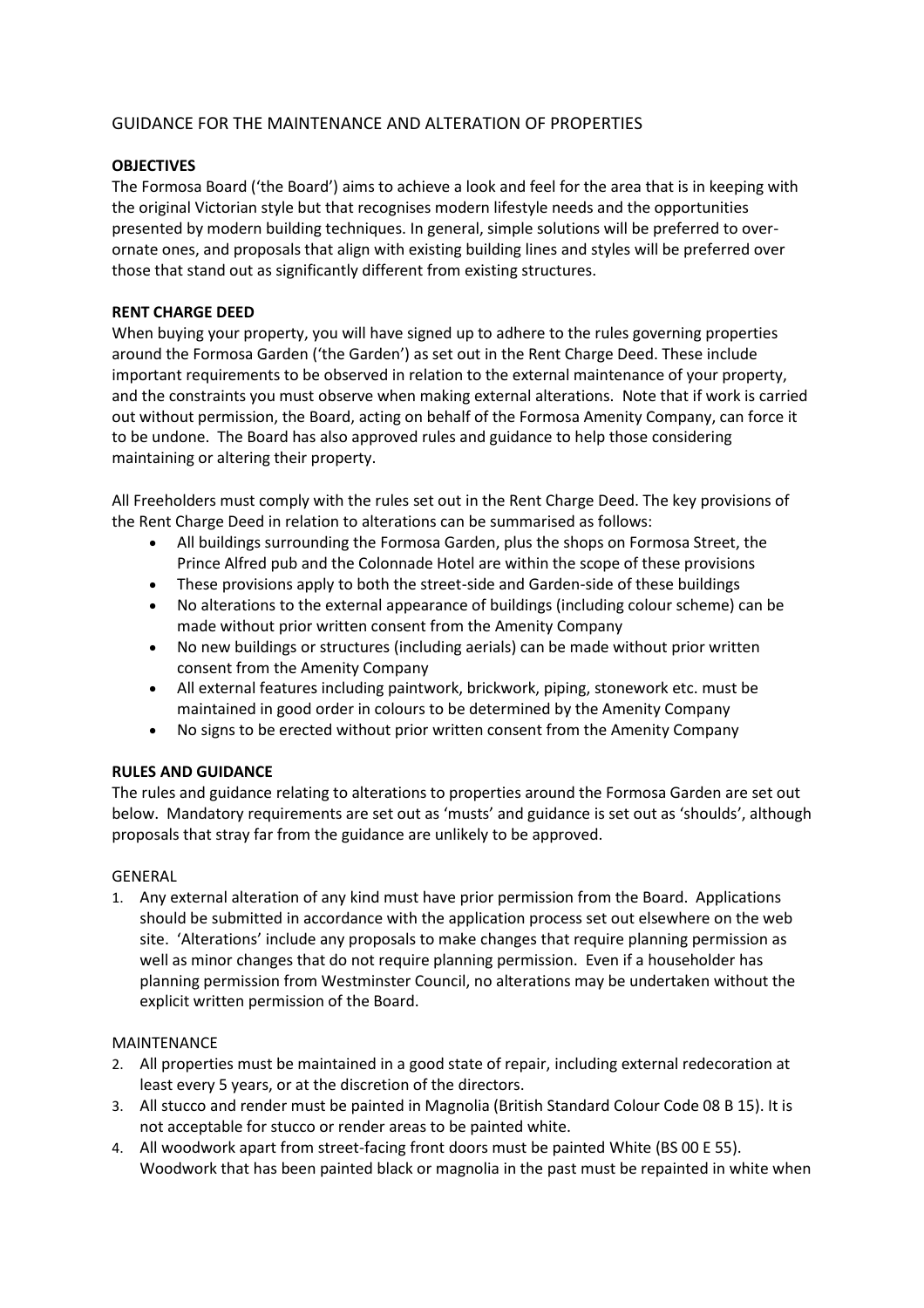# GUIDANCE FOR THE MAINTENANCE AND ALTERATION OF PROPERTIES

## OBJECTIVES

The Formosa Board ('the Board') aims to achieve a look and feel for the area that is in keeping with the original Victorian style but that recognises modern lifestyle needs and the opportunities presented by modern building techniques. In general, simple solutions will be preferred to over-ornate ones, and proposals that align with existing building lines and styles will be preferred over those that stand out as significantly different from existing structures.

## RENT CHARGE DEED

When buying your property, you will have signed up to adhere to the rules governing properties around the Formosa Garden ('the Garden') as set out in the Rent Charge Deed. These include important requirements to be observed in relation to the external maintenance of your property, and the constraints you must observe when making external alterations. Note that if work is carried out without permission, the Board, acting on behalf of the Formosa Amenity Company, can force it to be undone. The Board has also approved rules and guidance to help those considering maintaining or altering their property.

All Freeholders must comply with the rules set out in the Rent Charge Deed. The key provisions of the Rent Charge Deed in relation to alterations can be summarised as follows:

- All buildings surrounding the Formosa Garden, plus the shops on Formosa Street, the Prince Alfred pub and the Colonnade Hotel are within the scope of these provisions
- These provisions apply to both the street-side and Garden-side of these buildings
- No alterations to the external appearance of buildings (including colour scheme) can be made without prior written consent from the Amenity Company
- No new buildings or structures (including aerials) can be made without prior written consent from the Amenity Company
- All external features including paintwork, brickwork, piping, stonework etc. must be maintained in good order in colours to be determined by the Amenity Company
- No signs to be erected without prior written consent from the Amenity Company

## RULES AND GUIDANCE

The rules and guidance relating to alterations to properties around the Formosa Garden are set out below. Mandatory requirements are set out as 'musts' and guidance is set out as 'shoulds', although proposals that stray far from the guidance are unlikely to be approved.

### GENERAL

1. Any external alteration of any kind must have prior permission from the Board. Applications should be submitted in accordance with the application process set out elsewhere on the web site. 'Alterations' include any proposals to make changes that require planning permission as well as minor changes that do not require planning permission. Even if a householder has planning permission from Westminster Council, no alterations may be undertaken without the explicit written permission of the Board.

### MAINTENANCE

2. All properties must be maintained in a good state of repair, including external redecoration at least every 5 years, or at the discretion of the directors.
3. All stucco and render must be painted in Magnolia (British Standard Colour Code 08 B 15). It is not acceptable for stucco or render areas to be painted white.
4. All woodwork apart from street-facing front doors must be painted White (BS 00 E 55). Woodwork that has been painted black or magnolia in the past must be repainted in white when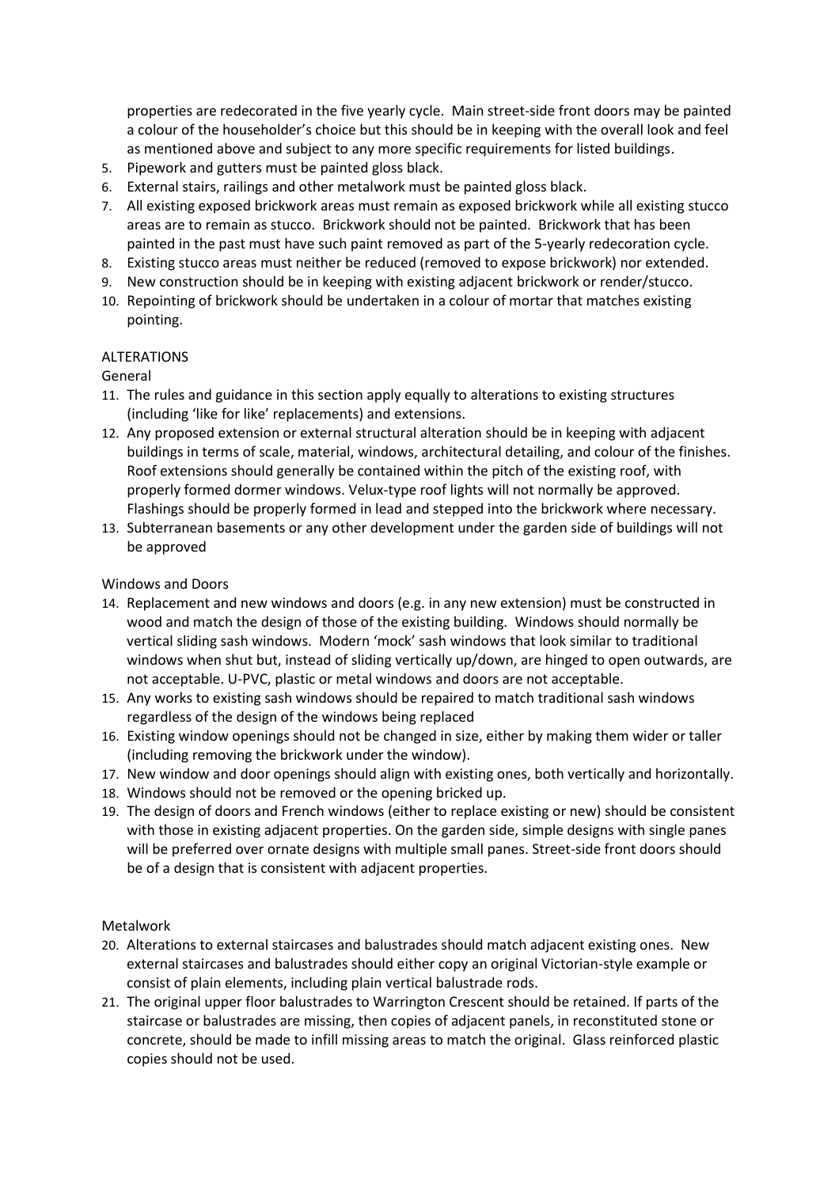properties are redecorated in the five yearly cycle. Main street-side front doors may be painted a colour of the householder's choice but this should be in keeping with the overall look and feel as mentioned above and subject to any more specific requirements for listed buildings.

5. Pipework and gutters must be painted gloss black.
6. External stairs, railings and other metalwork must be painted gloss black.
7. All existing exposed brickwork areas must remain as exposed brickwork while all existing stucco areas are to remain as stucco. Brickwork should not be painted. Brickwork that has been painted in the past must have such paint removed as part of the 5-yearly redecoration cycle.
8. Existing stucco areas must neither be reduced (removed to expose brickwork) nor extended.
9. New construction should be in keeping with existing adjacent brickwork or render/stucco.
10. Repointing of brickwork should be undertaken in a colour of mortar that matches existing pointing.

ALTERATIONS

General

11. The rules and guidance in this section apply equally to alterations to existing structures (including 'like for like' replacements) and extensions.
12. Any proposed extension or external structural alteration should be in keeping with adjacent buildings in terms of scale, material, windows, architectural detailing, and colour of the finishes. Roof extensions should generally be contained within the pitch of the existing roof, with properly formed dormer windows. Velux-type roof lights will not normally be approved. Flashings should be properly formed in lead and stepped into the brickwork where necessary.
13. Subterranean basements or any other development under the garden side of buildings will not be approved

Windows and Doors

14. Replacement and new windows and doors (e.g. in any new extension) must be constructed in wood and match the design of those of the existing building. Windows should normally be vertical sliding sash windows. Modern 'mock' sash windows that look similar to traditional windows when shut but, instead of sliding vertically up/down, are hinged to open outwards, are not acceptable. U-PVC, plastic or metal windows and doors are not acceptable.
15. Any works to existing sash windows should be repaired to match traditional sash windows regardless of the design of the windows being replaced
16. Existing window openings should not be changed in size, either by making them wider or taller (including removing the brickwork under the window).
17. New window and door openings should align with existing ones, both vertically and horizontally.
18. Windows should not be removed or the opening bricked up.
19. The design of doors and French windows (either to replace existing or new) should be consistent with those in existing adjacent properties. On the garden side, simple designs with single panes will be preferred over ornate designs with multiple small panes. Street-side front doors should be of a design that is consistent with adjacent properties.

Metalwork

20. Alterations to external staircases and balustrades should match adjacent existing ones. New external staircases and balustrades should either copy an original Victorian-style example or consist of plain elements, including plain vertical balustrade rods.
21. The original upper floor balustrades to Warrington Crescent should be retained. If parts of the staircase or balustrades are missing, then copies of adjacent panels, in reconstituted stone or concrete, should be made to infill missing areas to match the original. Glass reinforced plastic copies should not be used.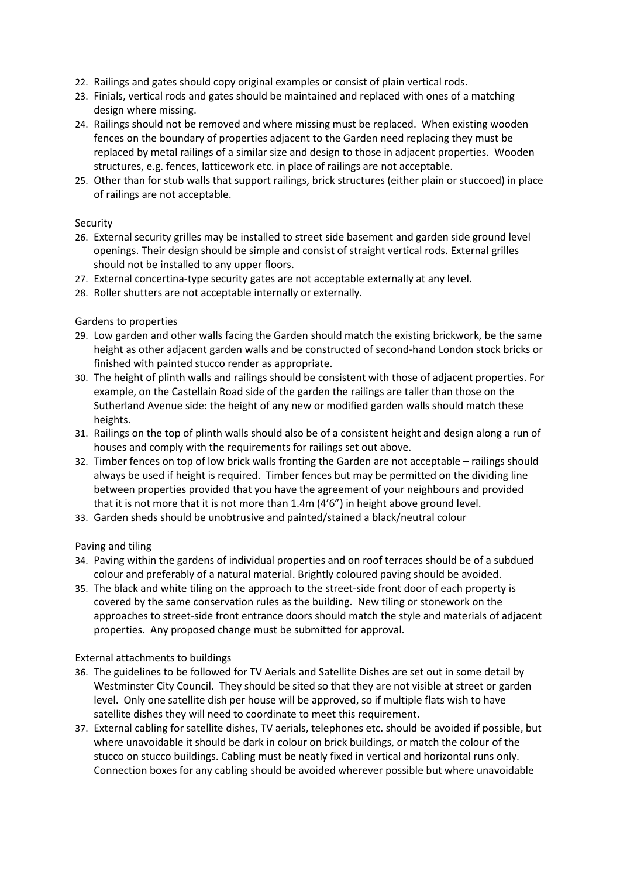22. Railings and gates should copy original examples or consist of plain vertical rods.
23. Finials, vertical rods and gates should be maintained and replaced with ones of a matching design where missing.
24. Railings should not be removed and where missing must be replaced. When existing wooden fences on the boundary of properties adjacent to the Garden need replacing they must be replaced by metal railings of a similar size and design to those in adjacent properties. Wooden structures, e.g. fences, latticework etc. in place of railings are not acceptable.
25. Other than for stub walls that support railings, brick structures (either plain or stuccoed) in place of railings are not acceptable.

Security

26. External security grilles may be installed to street side basement and garden side ground level openings. Their design should be simple and consist of straight vertical rods. External grilles should not be installed to any upper floors.
27. External concertina-type security gates are not acceptable externally at any level.
28. Roller shutters are not acceptable internally or externally.

Gardens to properties

29. Low garden and other walls facing the Garden should match the existing brickwork, be the same height as other adjacent garden walls and be constructed of second-hand London stock bricks or finished with painted stucco render as appropriate.
30. The height of plinth walls and railings should be consistent with those of adjacent properties. For example, on the Castellain Road side of the garden the railings are taller than those on the Sutherland Avenue side: the height of any new or modified garden walls should match these heights.
31. Railings on the top of plinth walls should also be of a consistent height and design along a run of houses and comply with the requirements for railings set out above.
32. Timber fences on top of low brick walls fronting the Garden are not acceptable – railings should always be used if height is required. Timber fences but may be permitted on the dividing line between properties provided that you have the agreement of your neighbours and provided that it is not more that it is not more than 1.4m (4'6") in height above ground level.
33. Garden sheds should be unobtrusive and painted/stained a black/neutral colour

Paving and tiling

34. Paving within the gardens of individual properties and on roof terraces should be of a subdued colour and preferably of a natural material. Brightly coloured paving should be avoided.
35. The black and white tiling on the approach to the street-side front door of each property is covered by the same conservation rules as the building. New tiling or stonework on the approaches to street-side front entrance doors should match the style and materials of adjacent properties. Any proposed change must be submitted for approval.

External attachments to buildings

36. The guidelines to be followed for TV Aerials and Satellite Dishes are set out in some detail by Westminster City Council. They should be sited so that they are not visible at street or garden level. Only one satellite dish per house will be approved, so if multiple flats wish to have satellite dishes they will need to coordinate to meet this requirement.
37. External cabling for satellite dishes, TV aerials, telephones etc. should be avoided if possible, but where unavoidable it should be dark in colour on brick buildings, or match the colour of the stucco on stucco buildings. Cabling must be neatly fixed in vertical and horizontal runs only. Connection boxes for any cabling should be avoided wherever possible but where unavoidable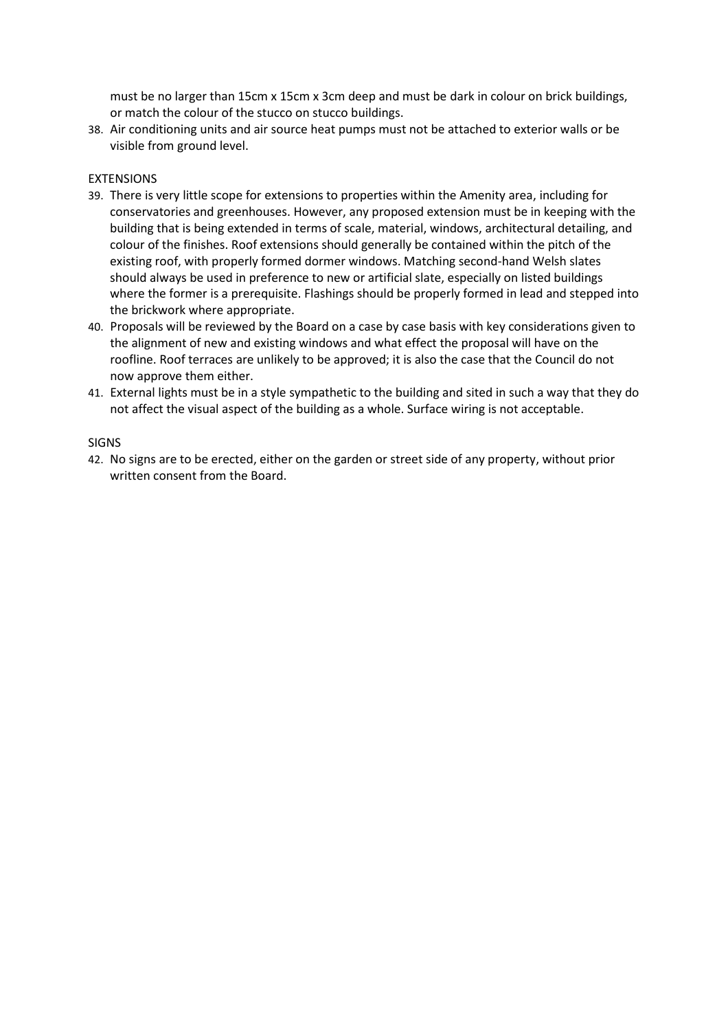must be no larger than 15cm x 15cm x 3cm deep and must be dark in colour on brick buildings, or match the colour of the stucco on stucco buildings.

38. Air conditioning units and air source heat pumps must not be attached to exterior walls or be visible from ground level.

EXTENSIONS

39. There is very little scope for extensions to properties within the Amenity area, including for conservatories and greenhouses. However, any proposed extension must be in keeping with the building that is being extended in terms of scale, material, windows, architectural detailing, and colour of the finishes. Roof extensions should generally be contained within the pitch of the existing roof, with properly formed dormer windows. Matching second-hand Welsh slates should always be used in preference to new or artificial slate, especially on listed buildings where the former is a prerequisite. Flashings should be properly formed in lead and stepped into the brickwork where appropriate.
40. Proposals will be reviewed by the Board on a case by case basis with key considerations given to the alignment of new and existing windows and what effect the proposal will have on the roofline. Roof terraces are unlikely to be approved; it is also the case that the Council do not now approve them either.
41. External lights must be in a style sympathetic to the building and sited in such a way that they do not affect the visual aspect of the building as a whole. Surface wiring is not acceptable.

SIGNS

42. No signs are to be erected, either on the garden or street side of any property, without prior written consent from the Board.